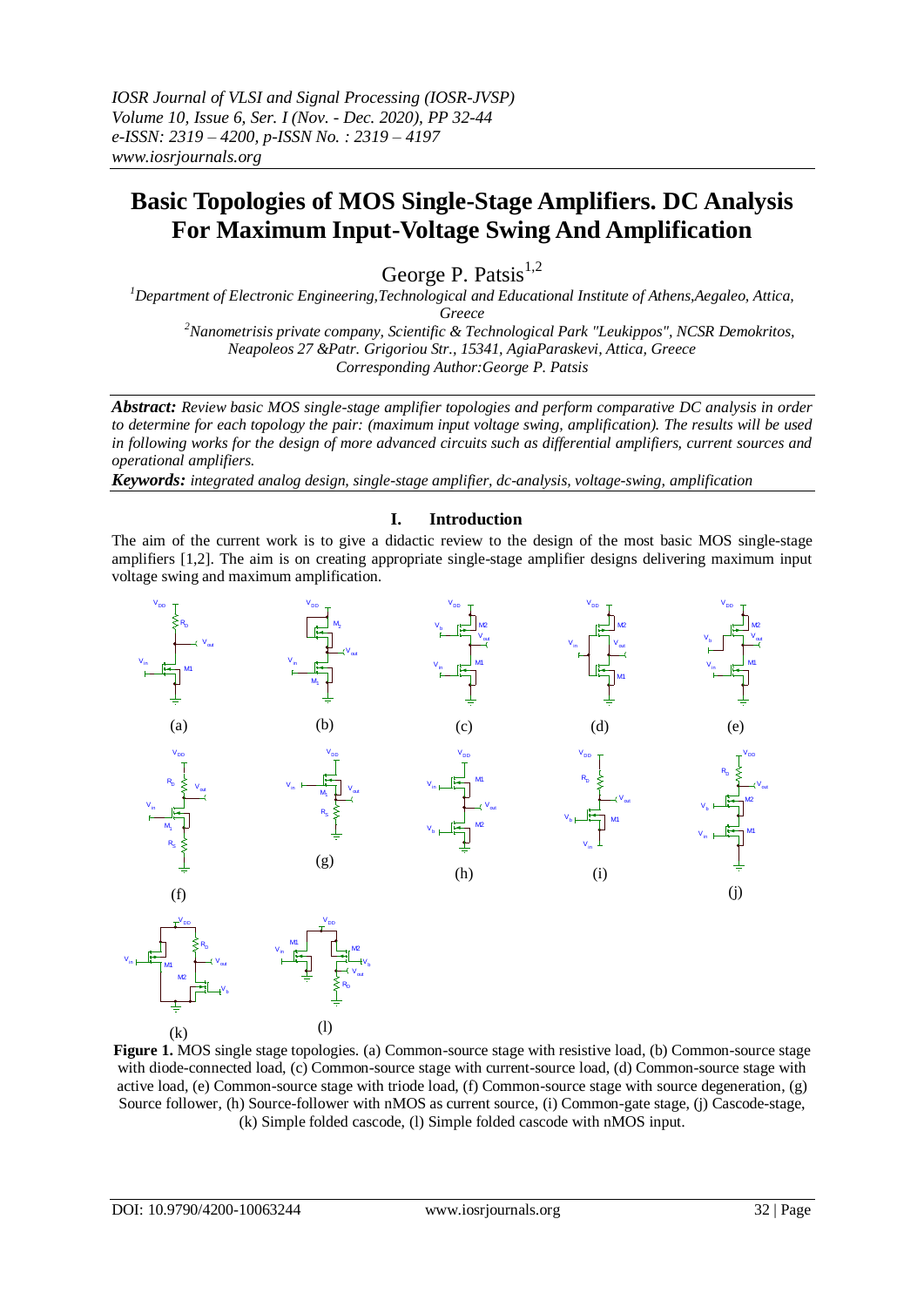# Basic Topologies of MOS Single-Stage Amplifiers. DC Analysis For Maximum Input-Voltage Swing And Amplification

George P. Patsis[1,2]

[1]Department of Electronic Engineering,Technological and Educational Institute of Athens,Aegaleo, Attica, Greece

[2]Nanometrisis private company, Scientific & Technological Park "Leukippos", NCSR Demokritos, Neapoleos 27 &Patr. Grigoriou Str., 15341, AgiaParaskevi, Attica, Greece

Corresponding Author:George P. Patsis

***Abstract:*** *Review basic MOS single-stage amplifier topologies and perform comparative DC analysis in order to determine for each topology the pair: (maximum input voltage swing, amplification). The results will be used in following works for the design of more advanced circuits such as differential amplifiers, current sources and operational amplifiers.*

***Keywords:*** *integrated analog design, single-stage amplifier, dc-analysis, voltage-swing, amplification*

## I. Introduction

The aim of the current work is to give a didactic review to the design of the most basic MOS single-stage amplifiers [1,2]. The aim is on creating appropriate single-stage amplifier designs delivering maximum input voltage swing and maximum amplification.

**Figure 1.** MOS single stage topologies. (a) Common-source stage with resistive load, (b) Common-source stage with diode-connected load, (c) Common-source stage with current-source load, (d) Common-source stage with active load, (e) Common-source stage with triode load, (f) Common-source stage with source degeneration, (g) Source follower, (h) Source-follower with nMOS as current source, (i) Common-gate stage, (j) Cascode-stage, (k) Simple folded cascode, (l) Simple folded cascode with nMOS input.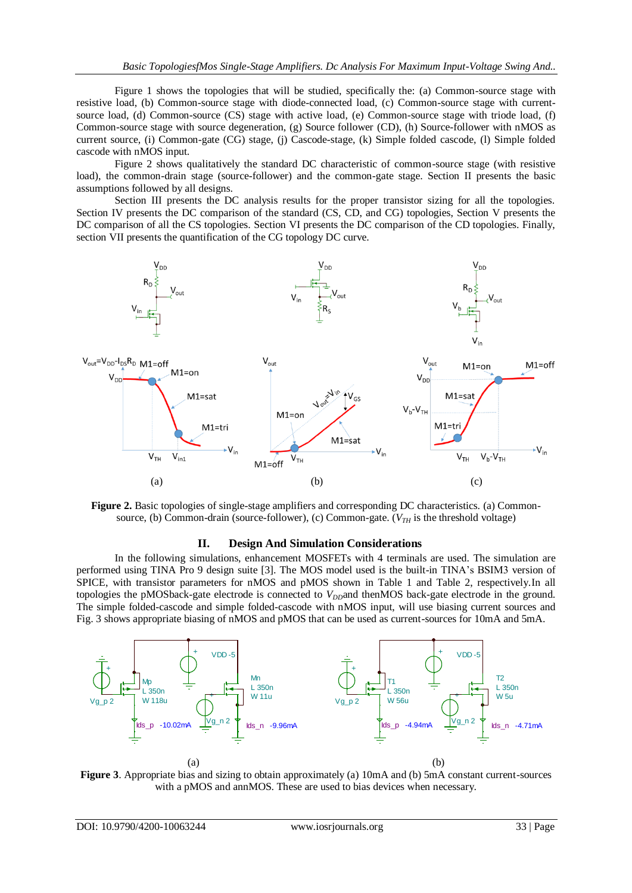Figure 1 shows the topologies that will be studied, specifically the: (a) Common-source stage with resistive load, (b) Common-source stage with diode-connected load, (c) Common-source stage with current-source load, (d) Common-source (CS) stage with active load, (e) Common-source stage with triode load, (f) Common-source stage with source degeneration, (g) Source follower (CD), (h) Source-follower with nMOS as current source, (i) Common-gate (CG) stage, (j) Cascode-stage, (k) Simple folded cascode, (l) Simple folded cascode with nMOS input.

Figure 2 shows qualitatively the standard DC characteristic of common-source stage (with resistive load), the common-drain stage (source-follower) and the common-gate stage. Section II presents the basic assumptions followed by all designs.

Section III presents the DC analysis results for the proper transistor sizing for all the topologies. Section IV presents the DC comparison of the standard (CS, CD, and CG) topologies, Section V presents the DC comparison of all the CS topologies. Section VI presents the DC comparison of the CD topologies. Finally, section VII presents the quantification of the CG topology DC curve.

**Figure 2.** Basic topologies of single-stage amplifiers and corresponding DC characteristics. (a) Common-source, (b) Common-drain (source-follower), (c) Common-gate. ($V_{TH}$ is the threshold voltage)

## II. Design And Simulation Considerations

In the following simulations, enhancement MOSFETs with 4 terminals are used. The simulation are performed using TINA Pro 9 design suite [3]. The MOS model used is the built-in TINA's BSIM3 version of SPICE, with transistor parameters for nMOS and pMOS shown in Table 1 and Table 2, respectively.In all topologies the pMOSback-gate electrode is connected to $V_{DD}$and thenMOS back-gate electrode in the ground. The simple folded-cascode and simple folded-cascode with nMOS input, will use biasing current sources and Fig. 3 shows appropriate biasing of nMOS and pMOS that can be used as current-sources for 10mA and 5mA.

**Figure 3**. Appropriate bias and sizing to obtain approximately (a) 10mA and (b) 5mA constant current-sources with a pMOS and annMOS. These are used to bias devices when necessary.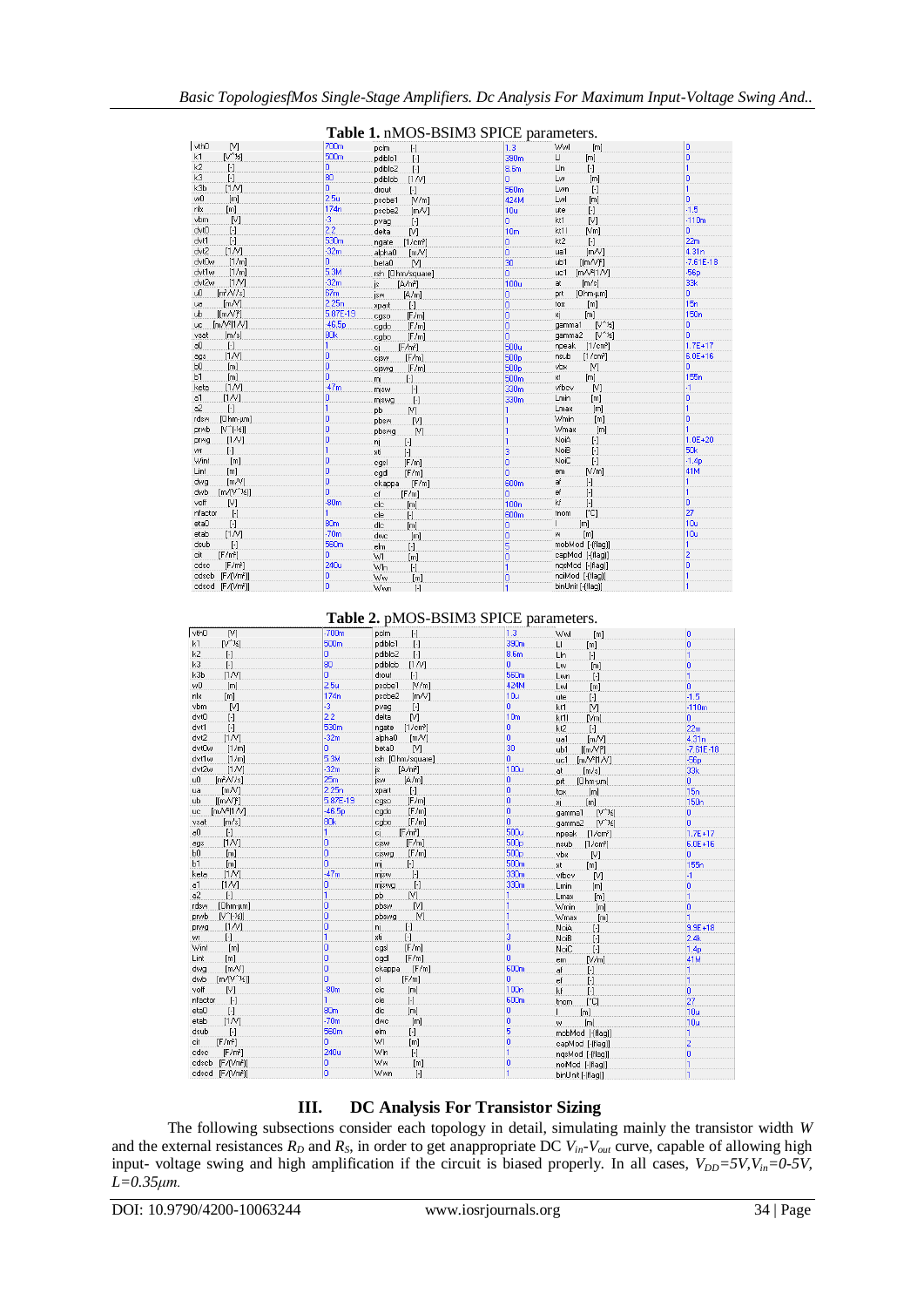**Table 1.** nMOS-BSIM3 SPICE parameters.

| Parameter | Value | Parameter | Value | Parameter | Value |
|---|---|---|---|---|---|
| vth0 [V] | 700m | pclm [-] | 1.3 | Wwl [m] | 0 |
| k1 [V^½] | 500m | pdiblc1 [-] | 390m | Ll [m] | 0 |
| k2 [-] | 0 | pdiblc2 [-] | 8.6m | Lln [-] | 1 |
| k3 [-] | 80 | pdiblcb [1/V] | 0 | Lw [m] | 0 |
| k3b [1/V] | 0 | drout [-] | 560m | Lwn [-] | 1 |
| w0 [m] | 2.5u | pscbe1 [V/m] | 424M | Lwl [m] | 0 |
| nlx [m] | 174n | pscbe2 [m/V] | 10u | ute [-] | -1.5 |
| vbm [V] | -3 | pvag [-] | 0 | kt1 [V] | -110m |
| dvt0 [-] | 2.2 | delta [V] | 10m | kt1l [V/m] | 0 |
| dvt1 [-] | 530m | ngate [1/cm³] | 0 | kt2 [-] | 22m |
| dvt2 [1/V] | -32m | alpha0 [m/V] | 0 | ua1 [m/V] | 4.31n |
| dvt0w [1/m] | 0 | beta0 [V] | 30 | ub1 [(m/V)²] | -7.61E-18 |
| dvt1w [1/m] | 5.3M | rsh [Ohm/square] | 0 | uc1 [m/V²(1/V)] | -56p |
| dvt2w [1/V] | -32m | js [A/m²] | 100u | at [m/s] | 33k |
| u0 [m²/V/s] | 67m | jsw [A/m] | 0 | prt [Ohm-µm] | 0 |
| ua [m/V] | 2.25n | xpart [-] | 0 | tox [m] | 15n |
| ub [(m/V)²] | 5.87E-19 | cgso [F/m] | 0 | xj [m] | 150n |
| uc [m/V²(1/V)] | -46.5p | cgdo [F/m] | 0 | gamma1 [V^½] | 0 |
| vsat [m/s] | 80k | cgbo [F/m] | 0 | gamma2 [V^½] | 0 |
| a0 [-] | 1 | cj [F/m²] | 500u | npeak [1/cm³] | 1.7E+17 |
| ags [1/V] | 0 | cjsw [F/m] | 500p | nsub [1/cm³] | 6.0E+16 |
| b0 [m] | 0 | cjswg [F/m] | 500p | vbx [V] | 0 |
| b1 [m] | 0 | mj [-] | 500m | xt [m] | 155n |
| keta [1/V] | -47m | mjsw [-] | 330m | vfbcv [V] | -1 |
| a1 [1/V] | 0 | mjswg [-] | 330m | Lmin [m] | 0 |
| a2 [-] | 1 | pb [V] | 1 | Lmax [m] | 1 |
| rdsw [Ohm-µm] | 0 | pbsw [V] | 1 | Wmin [m] | 0 |
| prwb [V^(-½)] | 0 | pbswg [V] | 1 | Wmax [m] | 1 |
| prwg [1/V] | 0 | nj [-] | 1 | NoiA [-] | 1.0E+20 |
| wr [-] | 1 | xti [-] | 3 | NoiB [-] | 50k |
| Wint [m] | 0 | cgsl [F/m] | 0 | NoiC [-] | -1.4p |
| Lint [m] | 0 | cgdl [F/m] | 0 | em [V/m] | 41M |
| dwg [m/V] | 0 | ckappa [F/m] | 600m | af [-] | 1 |
| dwb [m/(V^½)] | 0 | cf [F/m] | 0 | ef [-] | 1 |
| voff [V] | -80m | clc [m] | 100n | kf [-] | 0 |
| nfactor [-] | 1 | cle [-] | 600m | tnom [°C] | 27 |
| eta0 [-] | 80m | dlc [m] | 0 | l [m] | 10u |
| etab [1/V] | -70m | dwc [m] | 0 | w [m] | 10u |
| dsub [-] | 560m | elm [-] | 5 | mobMod [-(flag)] | 1 |
| cit [F/m²] | 0 | Wl [m] | 0 | capMod [-(flag)] | 2 |
| cdsc [F/m²] | 240u | Wln [-] | 1 | nqsMod [-(flag)] | 0 |
| cdscb [F/(Vm²)] | 0 | Ww [m] | 0 | noiMod [-(flag)] | 1 |
| cdscd [F/(Vm²)] | 0 | Wwn [-] | 1 | binUnit [-(flag)] | 1 |

**Table 2.** pMOS-BSIM3 SPICE parameters.

| Parameter | Value | Parameter | Value | Parameter | Value |
|---|---|---|---|---|---|
| vth0 [V] | -700m | pclm [-] | 1.3 | Wwl [m] | 0 |
| k1 [V^½] | 500m | pdiblc1 [-] | 390m | Ll [m] | 0 |
| k2 [-] | 0 | pdiblc2 [-] | 8.6m | Lln [-] | 1 |
| k3 [-] | 80 | pdiblcb [1/V] | 0 | Lw [m] | 0 |
| k3b [1/V] | 0 | drout [-] | 560m | Lwn [-] | 1 |
| w0 [m] | 2.5u | pscbe1 [V/m] | 424M | Lwl [m] | 0 |
| nlx [m] | 174n | pscbe2 [m/V] | 10u | ute [-] | -1.5 |
| vbm [V] | -3 | pvag [-] | 0 | kt1 [V] | -110m |
| dvt0 [-] | 2.2 | delta [V] | 10m | kt1l [V/m] | 0 |
| dvt1 [-] | 530m | ngate [1/cm³] | 0 | kt2 [-] | 22m |
| dvt2 [1/V] | -32m | alpha0 [m/V] | 0 | ua1 [m/V] | 4.31n |
| dvt0w [1/m] | 0 | beta0 [V] | 30 | ub1 [(m/V)²] | -7.61E-18 |
| dvt1w [1/m] | 5.3M | rsh [Ohm/square] | 0 | uc1 [m/V²(1/V)] | -56p |
| dvt2w [1/V] | -32m | js [A/m²] | 100u | at [m/s] | 33k |
| u0 [m²/V/s] | 25m | jsw [A/m] | 0 | prt [Ohm-µm] | 0 |
| ua [m/V] | 2.25n | xpart [-] | 0 | tox [m] | 15n |
| ub [(m/V)²] | 5.87E-19 | cgso [F/m] | 0 | xj [m] | 150n |
| uc [m/V²(1/V)] | -46.5p | cgdo [F/m] | 0 | gamma1 [V^½] | 0 |
| vsat [m/s] | 60k | cgbo [F/m] | 0 | gamma2 [V^½] | 0 |
| a0 [-] | 1 | cj [F/m²] | 500u | npeak [1/cm³] | 1.7E+17 |
| ags [1/V] | 0 | cjsw [F/m] | 500p | nsub [1/cm³] | 6.0E+16 |
| b0 [m] | 0 | cjswg [F/m] | 500p | vbx [V] | 0 |
| b1 [m] | 0 | mj [-] | 500m | xt [m] | 155n |
| keta [1/V] | -47m | mjsw [-] | 330m | vfbcv [V] | -1 |
| a1 [1/V] | 0 | mjswg [-] | 330m | Lmin [m] | 0 |
| a2 [-] | 1 | pb [V] | 1 | Lmax [m] | 1 |
| rdsw [Ohm-µm] | 0 | pbsw [V] | 1 | Wmin [m] | 0 |
| prwb [V^(-½)] | 0 | pbswg [V] | 1 | Wmax [m] | 1 |
| prwg [1/V] | 0 | nj [-] | 1 | NoiA [-] | 9.9E+18 |
| wr [-] | 1 | xti [-] | 3 | NoiB [-] | 2.4k |
| Wint [m] | 0 | cgsl [F/m] | 0 | NoiC [-] | 1.4p |
| Lint [m] | 0 | cgdl [F/m] | 0 | em [V/m] | 41M |
| dwg [m/V] | 0 | ckappa [F/m] | 600m | af [-] | 1 |
| dwb [m/(V^½)] | 0 | cf [F/m] | 0 | ef [-] | 1 |
| voff [V] | -80m | clc [m] | 100n | kf [-] | 0 |
| nfactor [-] | 1 | cle [-] | 600m | tnom [°C] | 27 |
| eta0 [-] | 80m | dlc [m] | 0 | l [m] | 10u |
| etab [1/V] | -70m | dwc [m] | 0 | w [m] | 10u |
| dsub [-] | 560m | elm [-] | 5 | mobMod [-(flag)] | 1 |
| cit [F/m²] | 0 | Wl [m] | 0 | capMod [-(flag)] | 2 |
| cdsc [F/m²] | 240u | Wln [-] | 1 | nqsMod [-(flag)] | 0 |
| cdscb [F/(Vm²)] | 0 | Ww [m] | 0 | noiMod [-(flag)] | 1 |
| cdscd [F/(Vm²)] | 0 | Wwn [-] | 1 | binUnit [-(flag)] | 1 |

## III. DC Analysis For Transistor Sizing

The following subsections consider each topology in detail, simulating mainly the transistor width $W$ and the external resistances $R_D$ and $R_S$, in order to get anappropriate DC $V_{in}$-$V_{out}$ curve, capable of allowing high input- voltage swing and high amplification if the circuit is biased properly. In all cases, $V_{DD}=5V, V_{in}=0\text{-}5V, L=0.35\mu m$.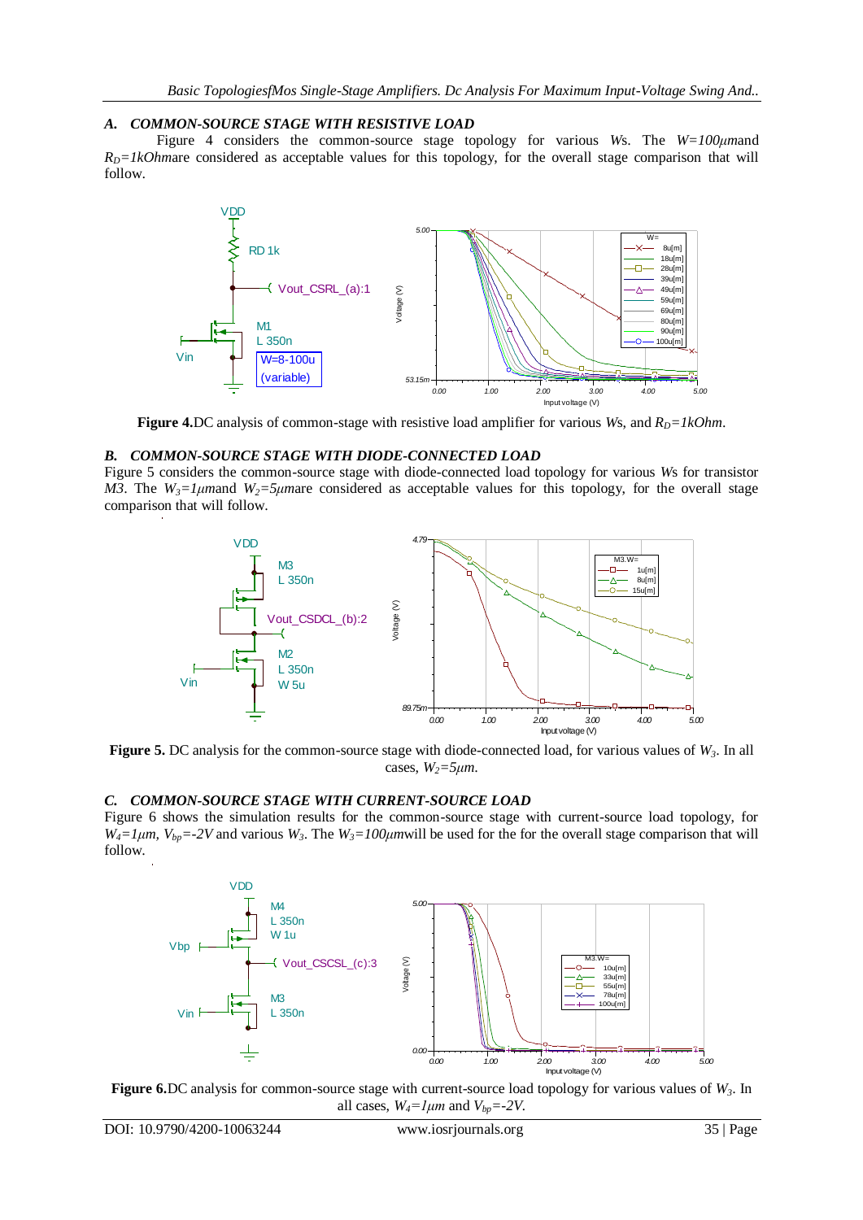### A. COMMON-SOURCE STAGE WITH RESISTIVE LOAD

Figure 4 considers the common-source stage topology for various *W*s. The $W=100\mu m$ and $R_D=1kOhm$ are considered as acceptable values for this topology, for the overall stage comparison that will follow.

**Figure 4.**DC analysis of common-stage with resistive load amplifier for various *W*s, and $R_D=1kOhm$.

### B. COMMON-SOURCE STAGE WITH DIODE-CONNECTED LOAD

Figure 5 considers the common-source stage with diode-connected load topology for various *W*s for transistor *M3*. The $W_3=1\mu m$ and $W_2=5\mu m$ are considered as acceptable values for this topology, for the overall stage comparison that will follow.

**Figure 5.** DC analysis for the common-source stage with diode-connected load, for various values of $W_3$. In all cases, $W_2=5\mu m$.

### C. COMMON-SOURCE STAGE WITH CURRENT-SOURCE LOAD

Figure 6 shows the simulation results for the common-source stage with current-source load topology, for $W_4=1\mu m$, $V_{bp}=-2V$ and various $W_3$. The $W_3=100\mu m$ will be used for the for the overall stage comparison that will follow.

**Figure 6.**DC analysis for common-source stage with current-source load topology for various values of $W_3$. In all cases, $W_4=1\mu m$ and $V_{bp}=-2V$.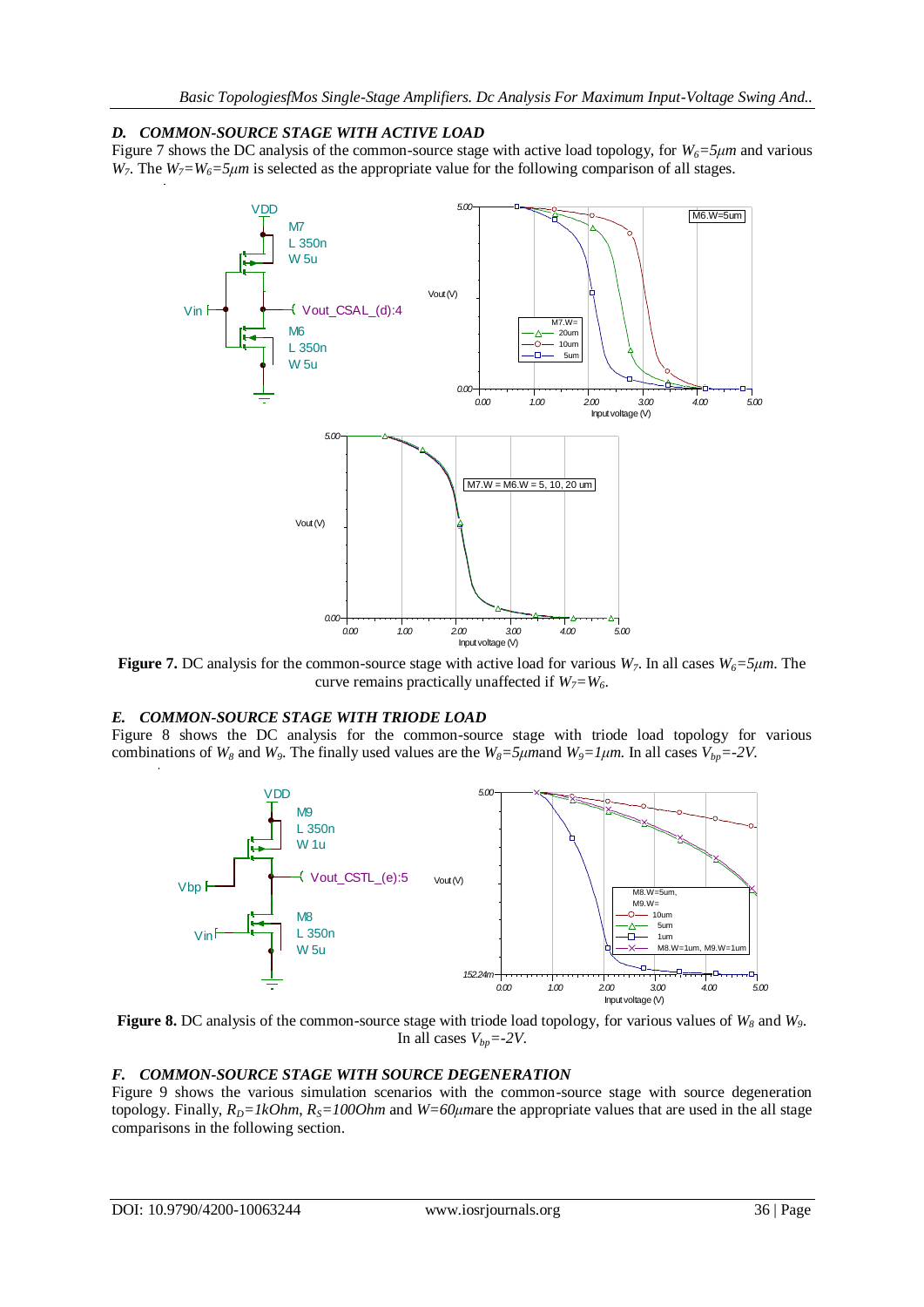### D. COMMON-SOURCE STAGE WITH ACTIVE LOAD

Figure 7 shows the DC analysis of the common-source stage with active load topology, for $W_6=5\mu m$ and various $W_7$. The $W_7=W_6=5\mu m$ is selected as the appropriate value for the following comparison of all stages.

**Figure 7.** DC analysis for the common-source stage with active load for various $W_7$. In all cases $W_6=5\mu m$. The curve remains practically unaffected if $W_7=W_6$.

### E. COMMON-SOURCE STAGE WITH TRIODE LOAD

Figure 8 shows the DC analysis for the common-source stage with triode load topology for various combinations of $W_8$ and $W_9$. The finally used values are the $W_8=5\mu m$and $W_9=1\mu m$. In all cases $V_{bp}=-2V$.

**Figure 8.** DC analysis of the common-source stage with triode load topology, for various values of $W_8$ and $W_9$. In all cases $V_{bp}=-2V$.

### F. COMMON-SOURCE STAGE WITH SOURCE DEGENERATION

Figure 9 shows the various simulation scenarios with the common-source stage with source degeneration topology. Finally, $R_D=1kOhm$, $R_S=100Ohm$ and $W=60\mu m$are the appropriate values that are used in the all stage comparisons in the following section.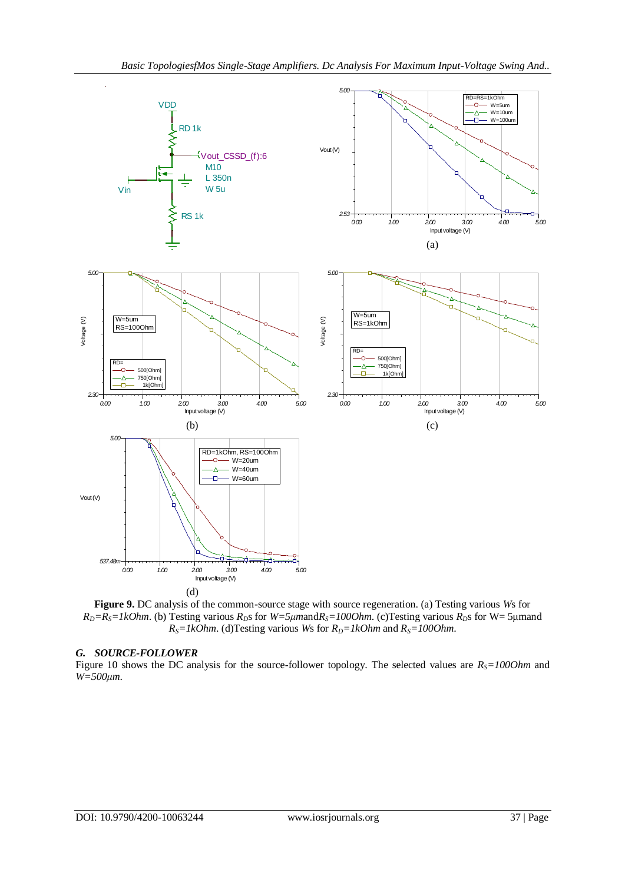**Figure 9.** DC analysis of the common-source stage with source regeneration. (a) Testing various *W*s for $R_D=R_S=1kOhm$. (b) Testing various $R_D$s for $W=5\mu m$ and $R_S=100Ohm$. (c)Testing various $R_D$s for W= 5μm and $R_S=1kOhm$. (d)Testing various *W*s for $R_D=1kOhm$ and $R_S=100Ohm$.

### *G. SOURCE-FOLLOWER*

Figure 10 shows the DC analysis for the source-follower topology. The selected values are $R_S=100Ohm$ and $W=500\mu m$.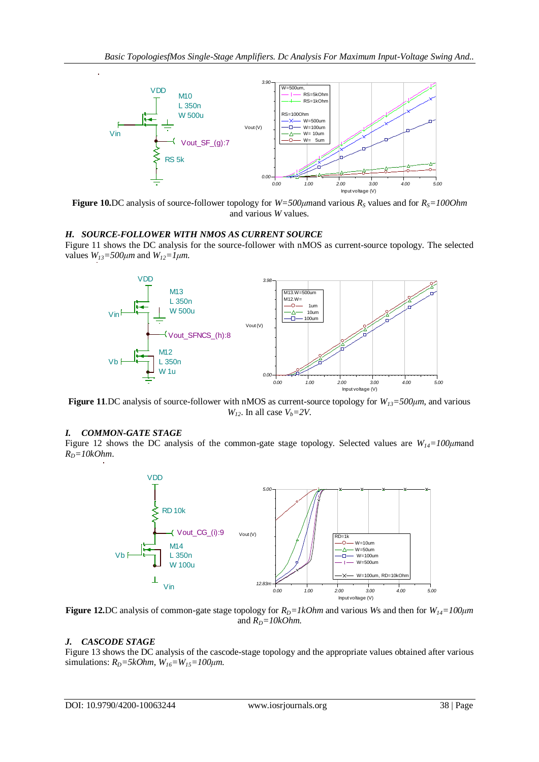**Figure 10.** DC analysis of source-follower topology for $W=500\mu m$ and various $R_S$ values and for $R_S=100Ohm$ and various $W$ values.

### H. SOURCE-FOLLOWER WITH NMOS AS CURRENT SOURCE

Figure 11 shows the DC analysis for the source-follower with nMOS as current-source topology. The selected values $W_{13}=500\mu m$ and $W_{12}=1\mu m$.

**Figure 11.** DC analysis of source-follower with nMOS as current-source topology for $W_{13}=500\mu m$, and various $W_{12}$. In all case $V_b=2V$.

### I. COMMON-GATE STAGE

Figure 12 shows the DC analysis of the common-gate stage topology. Selected values are $W_{14}=100\mu m$ and $R_D=10kOhm$.

**Figure 12.** DC analysis of common-gate stage topology for $R_D=1kOhm$ and various $W$s and then for $W_{14}=100\mu m$ and $R_D=10kOhm$.

### J. CASCODE STAGE

Figure 13 shows the DC analysis of the cascode-stage topology and the appropriate values obtained after various simulations: $R_D=5kOhm$, $W_{16}=W_{15}=100\mu m$.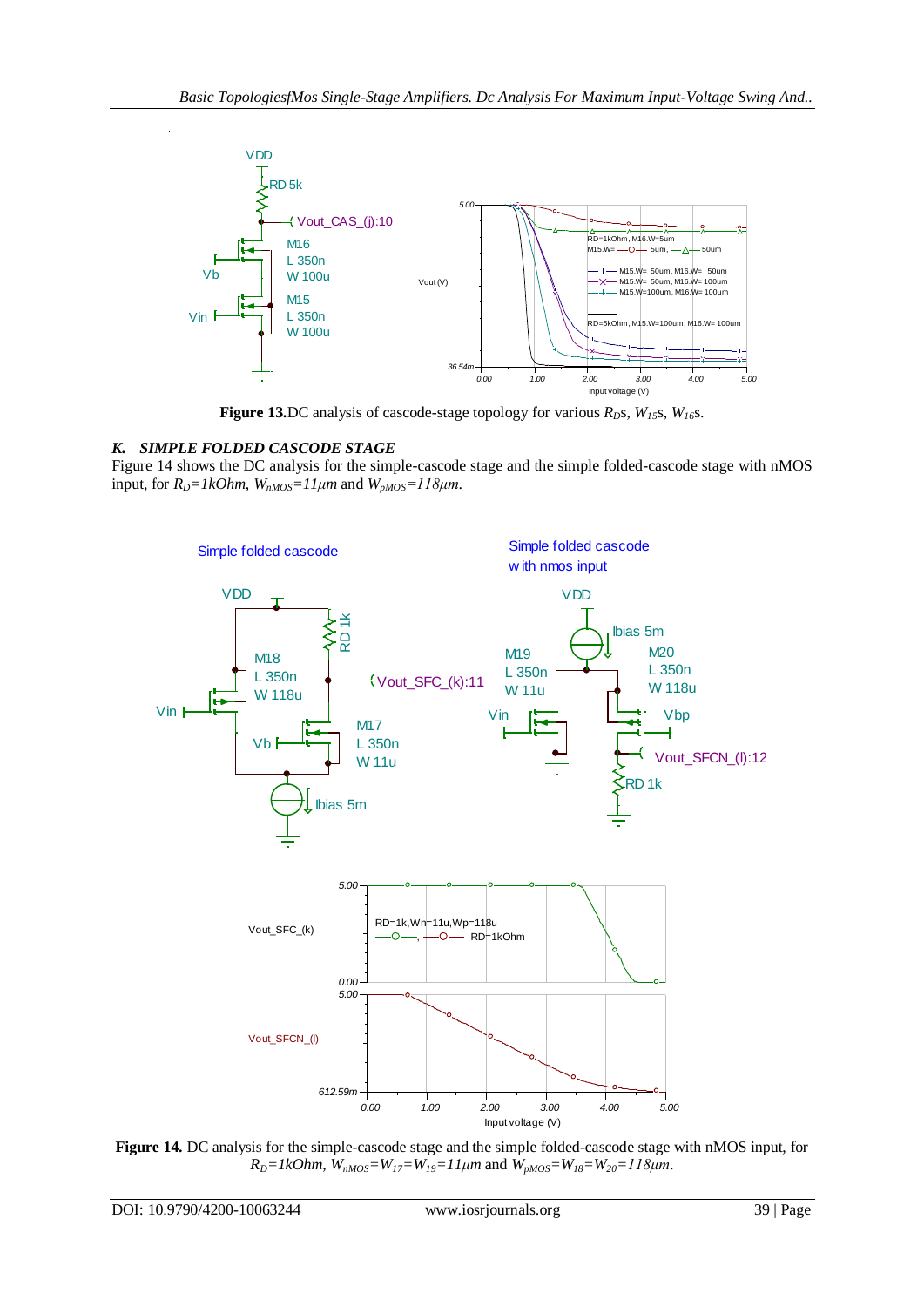**Figure 13.** DC analysis of cascode-stage topology for various $R_D$s, $W_{15}$s, $W_{16}$s.

### *K. SIMPLE FOLDED CASCODE STAGE*

Figure 14 shows the DC analysis for the simple-cascode stage and the simple folded-cascode stage with nMOS input, for $R_D=1kOhm$, $W_{nMOS}=11\mu m$ and $W_{pMOS}=118\mu m$.

**Figure 14.** DC analysis for the simple-cascode stage and the simple folded-cascode stage with nMOS input, for $R_D=1kOhm$, $W_{nMOS}=W_{17}=W_{19}=11\mu m$ and $W_{pMOS}=W_{18}=W_{20}=118\mu m$.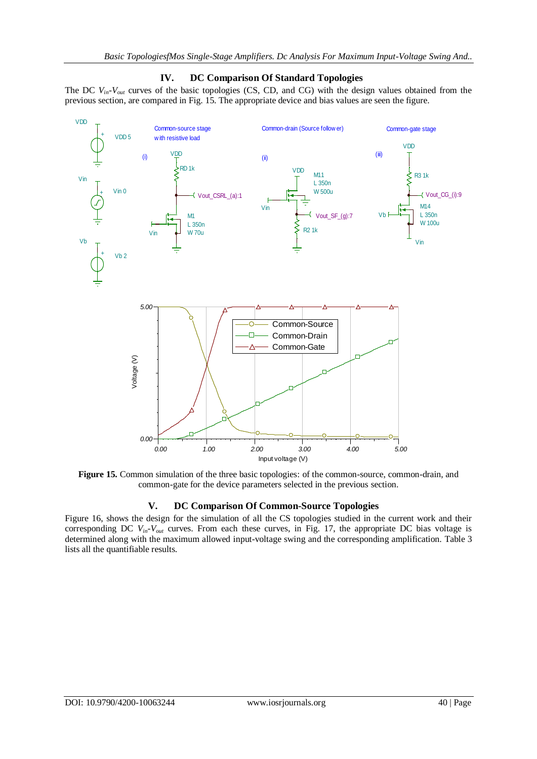## IV. DC Comparison Of Standard Topologies

The DC $V_{in}$-$V_{out}$ curves of the basic topologies (CS, CD, and CG) with the design values obtained from the previous section, are compared in Fig. 15. The appropriate device and bias values are seen the figure.

**Figure 15.** Common simulation of the three basic topologies: of the common-source, common-drain, and common-gate for the device parameters selected in the previous section.

## V. DC Comparison Of Common-Source Topologies

Figure 16, shows the design for the simulation of all the CS topologies studied in the current work and their corresponding DC $V_{in}$-$V_{out}$ curves. From each these curves, in Fig. 17, the appropriate DC bias voltage is determined along with the maximum allowed input-voltage swing and the corresponding amplification. Table 3 lists all the quantifiable results.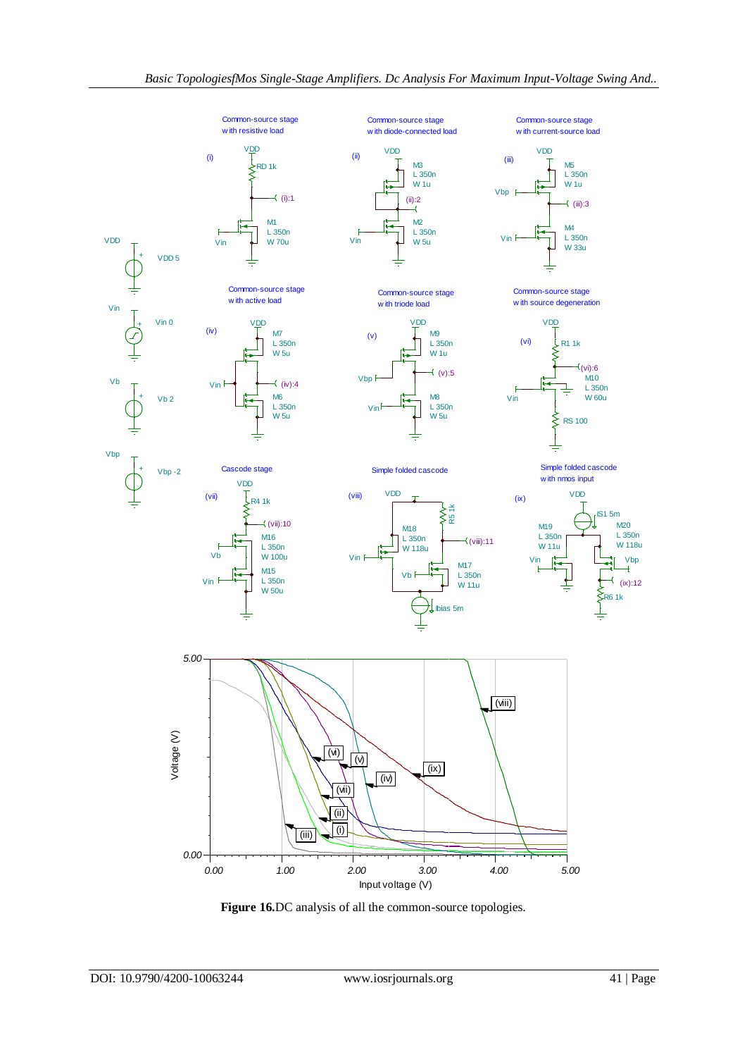**Figure 16.** DC analysis of all the common-source topologies.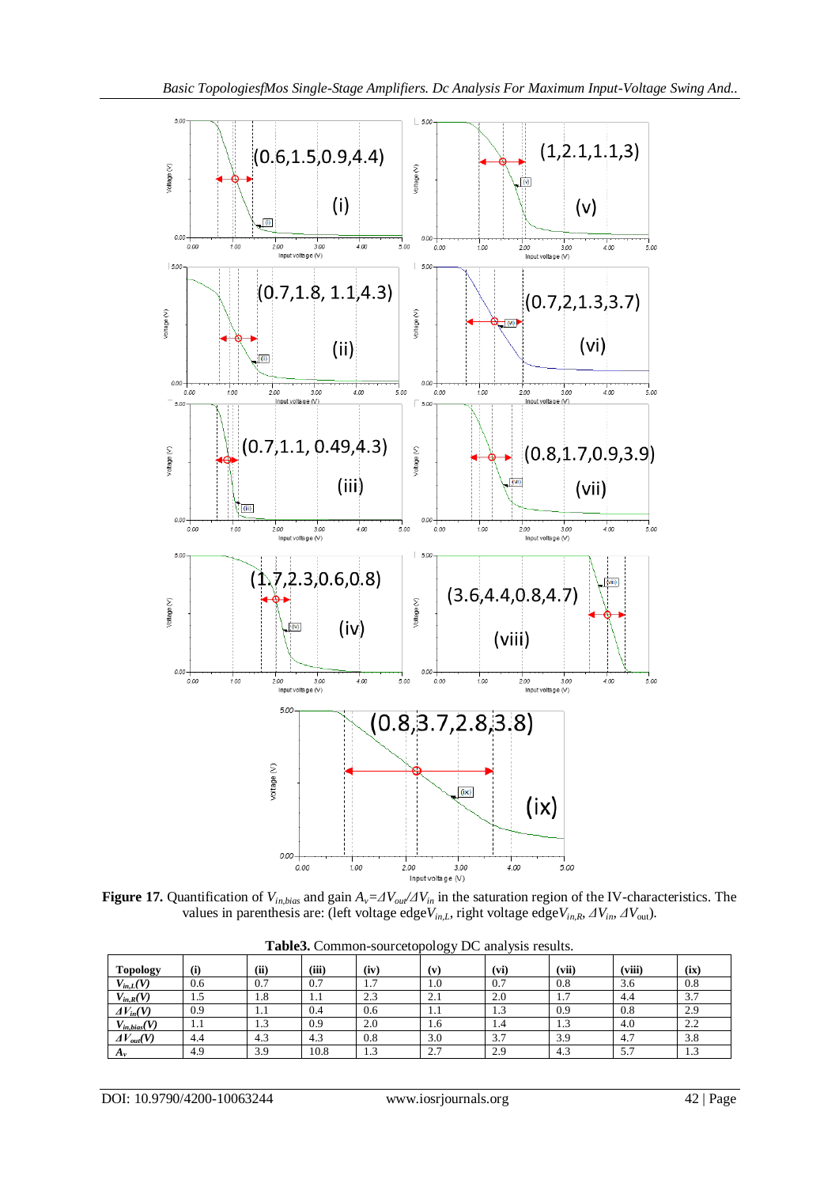**Figure 17.** Quantification of $V_{in,bias}$ and gain $A_v = \Delta V_{out}/\Delta V_{in}$ in the saturation region of the IV-characteristics. The values in parenthesis are: (left voltage edge $V_{in,L}$, right voltage edge $V_{in,R}$, $\Delta V_{in}$, $\Delta V_{out}$).

**Table3.** Common-sourcetopology DC analysis results.

| Topology | (i) | (ii) | (iii) | (iv) | (v) | (vi) | (vii) | (viii) | (ix) |
|---|---|---|---|---|---|---|---|---|---|
| $V_{in,L}(V)$ | 0.6 | 0.7 | 0.7 | 1.7 | 1.0 | 0.7 | 0.8 | 3.6 | 0.8 |
| $V_{in,R}(V)$ | 1.5 | 1.8 | 1.1 | 2.3 | 2.1 | 2.0 | 1.7 | 4.4 | 3.7 |
| $\Delta V_{in}(V)$ | 0.9 | 1.1 | 0.4 | 0.6 | 1.1 | 1.3 | 0.9 | 0.8 | 2.9 |
| $V_{in,bias}(V)$ | 1.1 | 1.3 | 0.9 | 2.0 | 1.6 | 1.4 | 1.3 | 4.0 | 2.2 |
| $\Delta V_{out}(V)$ | 4.4 | 4.3 | 4.3 | 0.8 | 3.0 | 3.7 | 3.9 | 4.7 | 3.8 |
| $A_v$ | 4.9 | 3.9 | 10.8 | 1.3 | 2.7 | 2.9 | 4.3 | 5.7 | 1.3 |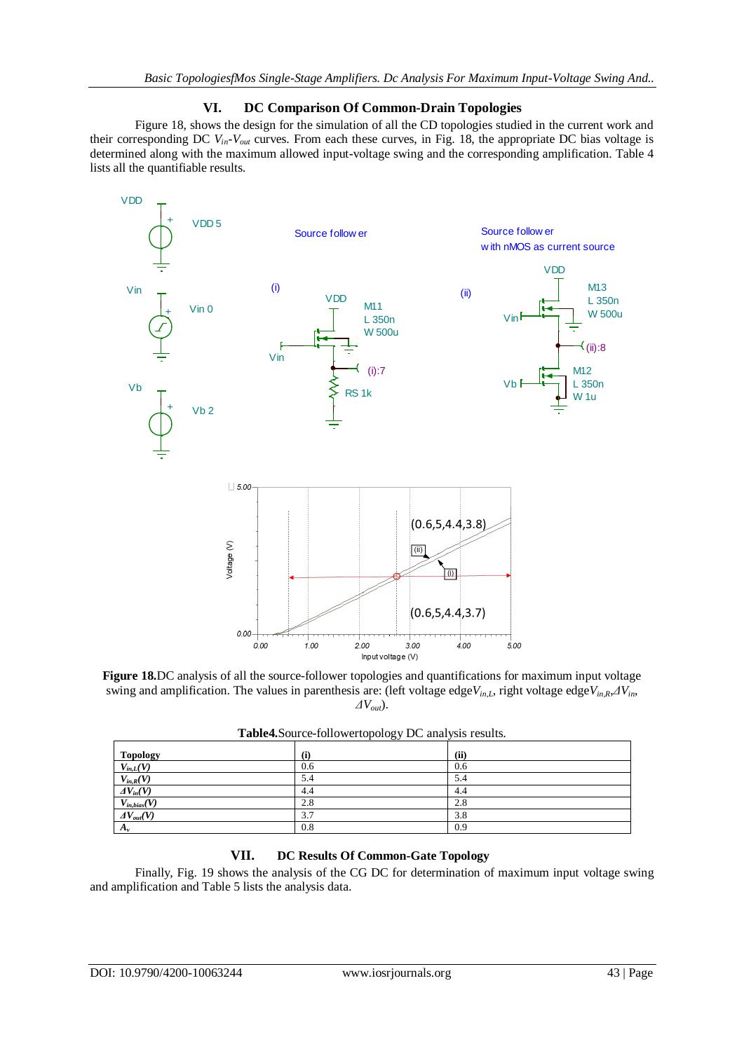## VI. DC Comparison Of Common-Drain Topologies

Figure 18, shows the design for the simulation of all the CD topologies studied in the current work and their corresponding DC $V_{in}$-$V_{out}$ curves. From each these curves, in Fig. 18, the appropriate DC bias voltage is determined along with the maximum allowed input-voltage swing and the corresponding amplification. Table 4 lists all the quantifiable results.

**Figure 18.** DC analysis of all the source-follower topologies and quantifications for maximum input voltage swing and amplification. The values in parenthesis are: (left voltage edge $V_{in,L}$, right voltage edge $V_{in,R}$, $\Delta V_{in}$, $\Delta V_{out}$).

**Table4.** Source-followertopology DC analysis results.

| Topology | (i) | (ii) |
|---|---|---|
| $V_{in,L}(V)$ | 0.6 | 0.6 |
| $V_{in,R}(V)$ | 5.4 | 5.4 |
| $\Delta V_{in}(V)$ | 4.4 | 4.4 |
| $V_{in,bias}(V)$ | 2.8 | 2.8 |
| $\Delta V_{out}(V)$ | 3.7 | 3.8 |
| $A_v$ | 0.8 | 0.9 |

## VII. DC Results Of Common-Gate Topology

Finally, Fig. 19 shows the analysis of the CG DC for determination of maximum input voltage swing and amplification and Table 5 lists the analysis data.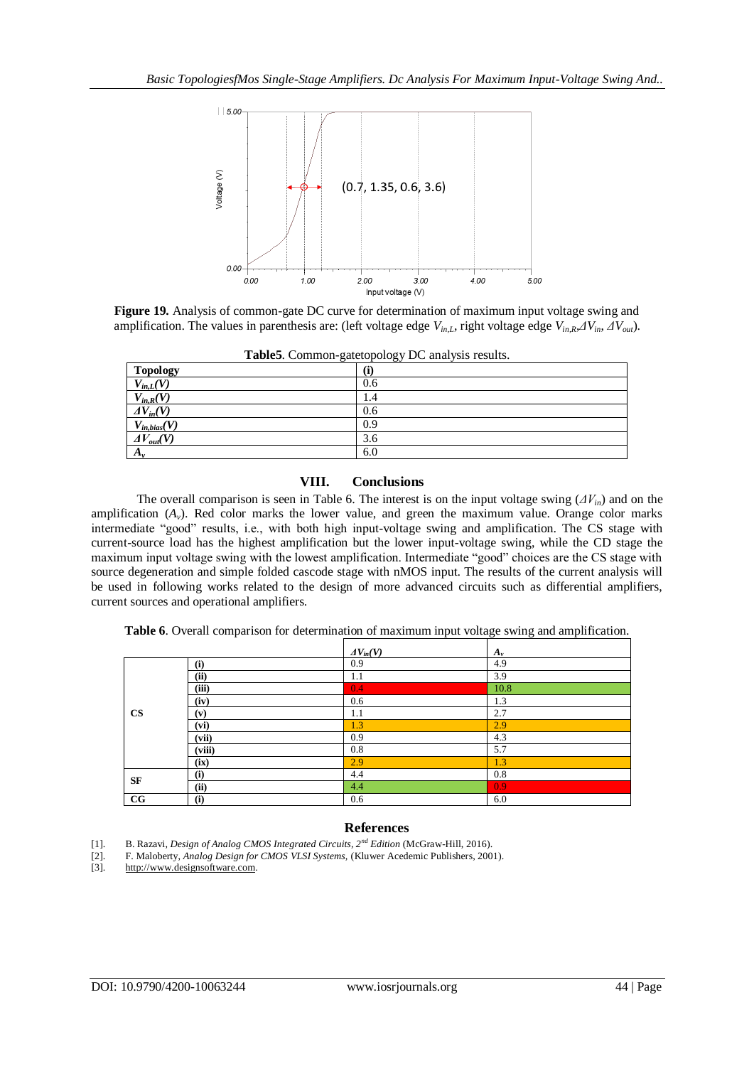5.00

Voltage (V)

(0.7, 1.35, 0.6, 3.6)

0.00

0.00 1.00 2.00 3.00 4.00 5.00

Input voltage (V)

**Figure 19.** Analysis of common-gate DC curve for determination of maximum input voltage swing and amplification. The values in parenthesis are: (left voltage edge $V_{in,L}$, right voltage edge $V_{in,R}$, $\Delta V_{in}$, $\Delta V_{out}$).

**Table5**. Common-gatetopology DC analysis results.

| **Topology** | **(i)** |
|---|---|
| $V_{in,L}(V)$ | 0.6 |
| $V_{in,R}(V)$ | 1.4 |
| $\Delta V_{in}(V)$ | 0.6 |
| $V_{in,bias}(V)$ | 0.9 |
| $\Delta V_{out}(V)$ | 3.6 |
| $A_v$ | 6.0 |

## VIII. Conclusions

The overall comparison is seen in Table 6. The interest is on the input voltage swing ($\Delta V_{in}$) and on the amplification ($A_v$). Red color marks the lower value, and green the maximum value. Orange color marks intermediate "good" results, i.e., with both high input-voltage swing and amplification. The CS stage with current-source load has the highest amplification but the lower input-voltage swing, while the CD stage the maximum input voltage swing with the lowest amplification. Intermediate "good" choices are the CS stage with source degeneration and simple folded cascode stage with nMOS input. The results of the current analysis will be used in following works related to the design of more advanced circuits such as differential amplifiers, current sources and operational amplifiers.

**Table 6**. Overall comparison for determination of maximum input voltage swing and amplification.

| | | $\Delta V_{in}(V)$ | $A_v$ |
|---|---|---|---|
| **CS** | **(i)** | 0.9 | 4.9 |
| | **(ii)** | 1.1 | 3.9 |
| | **(iii)** | 0.4 | 10.8 |
| | **(iv)** | 0.6 | 1.3 |
| | **(v)** | 1.1 | 2.7 |
| | **(vi)** | 1.3 | 2.9 |
| | **(vii)** | 0.9 | 4.3 |
| | **(viii)** | 0.8 | 5.7 |
| | **(ix)** | 2.9 | 1.3 |
| **SF** | **(i)** | 4.4 | 0.8 |
| | **(ii)** | 4.4 | 0.9 |
| **CG** | **(i)** | 0.6 | 6.0 |

## References

[1]. B. Razavi, *Design of Analog CMOS Integrated Circuits, 2nd Edition* (McGraw-Hill, 2016).

[2]. F. Maloberty, *Analog Design for CMOS VLSI Systems,* (Kluwer Acedemic Publishers, 2001).

[3]. http://www.designsoftware.com.